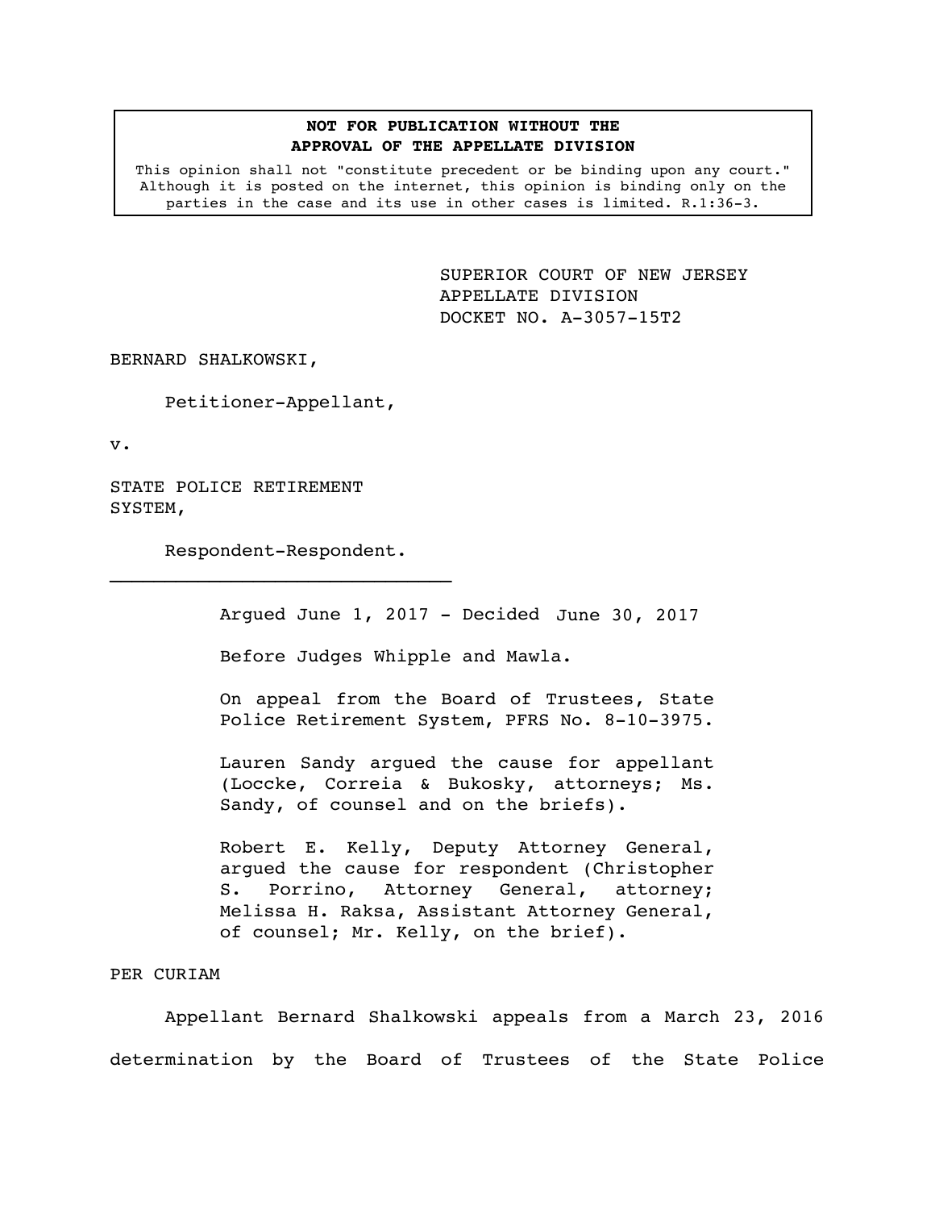**NOT FOR PUBLICATION WITHOUT THE APPROVAL OF THE APPELLATE DIVISION**

This opinion shall not "constitute precedent or be binding upon any court." Although it is posted on the internet, this opinion is binding only on the parties in the case and its use in other cases is limited. R.1:36-3.

SUPERIOR COURT OF NEW JERSEY
APPELLATE DIVISION
DOCKET NO. A-3057-15T2

BERNARD SHALKOWSKI,

Petitioner-Appellant,

v.

STATE POLICE RETIREMENT SYSTEM,

Respondent-Respondent.

---

Argued June 1, 2017 - Decided June 30, 2017

Before Judges Whipple and Mawla.

On appeal from the Board of Trustees, State Police Retirement System, PFRS No. 8-10-3975.

Lauren Sandy argued the cause for appellant (Loccke, Correia & Bukosky, attorneys; Ms. Sandy, of counsel and on the briefs).

Robert E. Kelly, Deputy Attorney General, argued the cause for respondent (Christopher S. Porrino, Attorney General, attorney; Melissa H. Raksa, Assistant Attorney General, of counsel; Mr. Kelly, on the brief).

PER CURIAM

Appellant Bernard Shalkowski appeals from a March 23, 2016 determination by the Board of Trustees of the State Police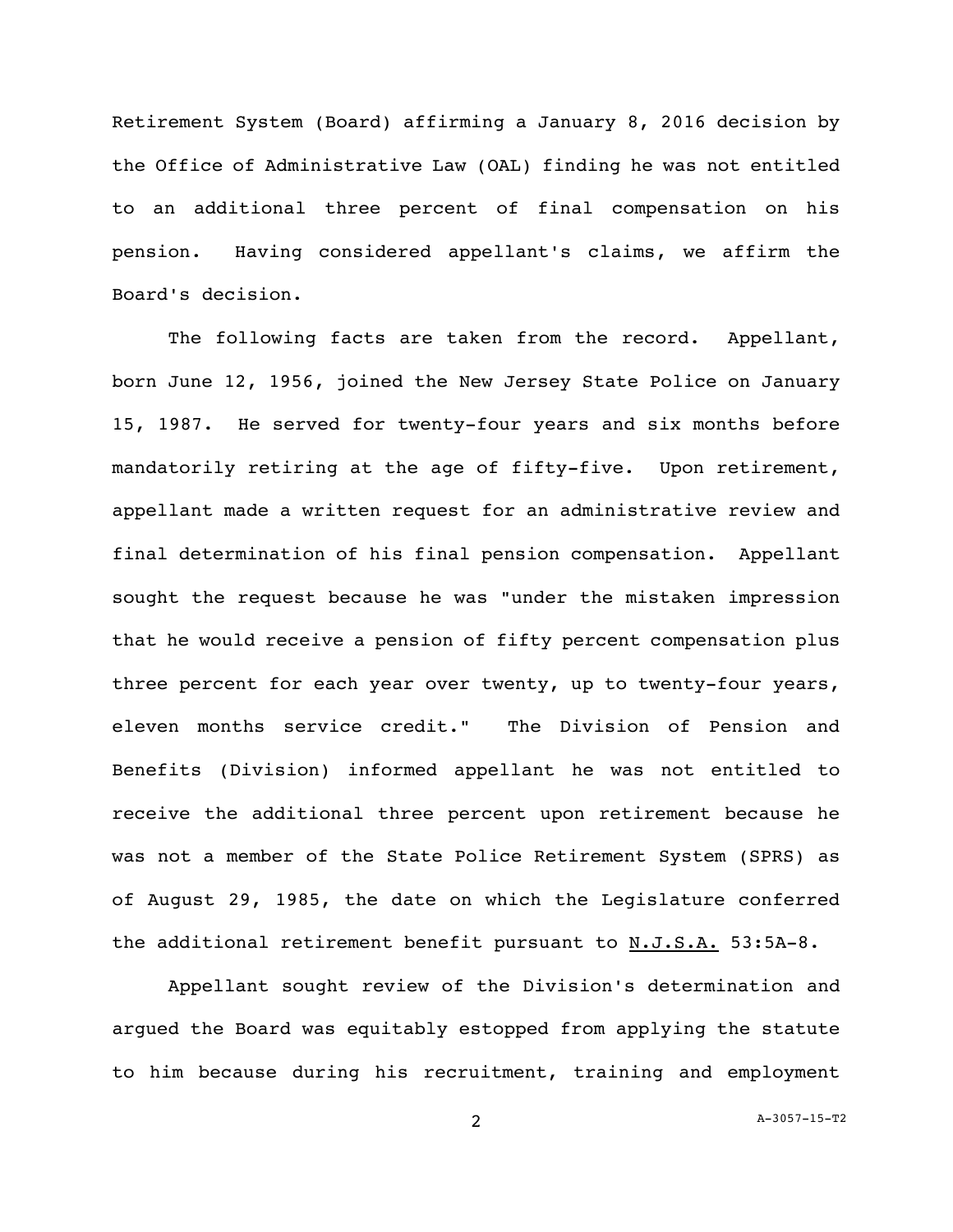Retirement System (Board) affirming a January 8, 2016 decision by the Office of Administrative Law (OAL) finding he was not entitled to an additional three percent of final compensation on his pension. Having considered appellant's claims, we affirm the Board's decision.

The following facts are taken from the record. Appellant, born June 12, 1956, joined the New Jersey State Police on January 15, 1987. He served for twenty-four years and six months before mandatorily retiring at the age of fifty-five. Upon retirement, appellant made a written request for an administrative review and final determination of his final pension compensation. Appellant sought the request because he was "under the mistaken impression that he would receive a pension of fifty percent compensation plus three percent for each year over twenty, up to twenty-four years, eleven months service credit." The Division of Pension and Benefits (Division) informed appellant he was not entitled to receive the additional three percent upon retirement because he was not a member of the State Police Retirement System (SPRS) as of August 29, 1985, the date on which the Legislature conferred the additional retirement benefit pursuant to N.J.S.A. 53:5A-8.

Appellant sought review of the Division's determination and argued the Board was equitably estopped from applying the statute to him because during his recruitment, training and employment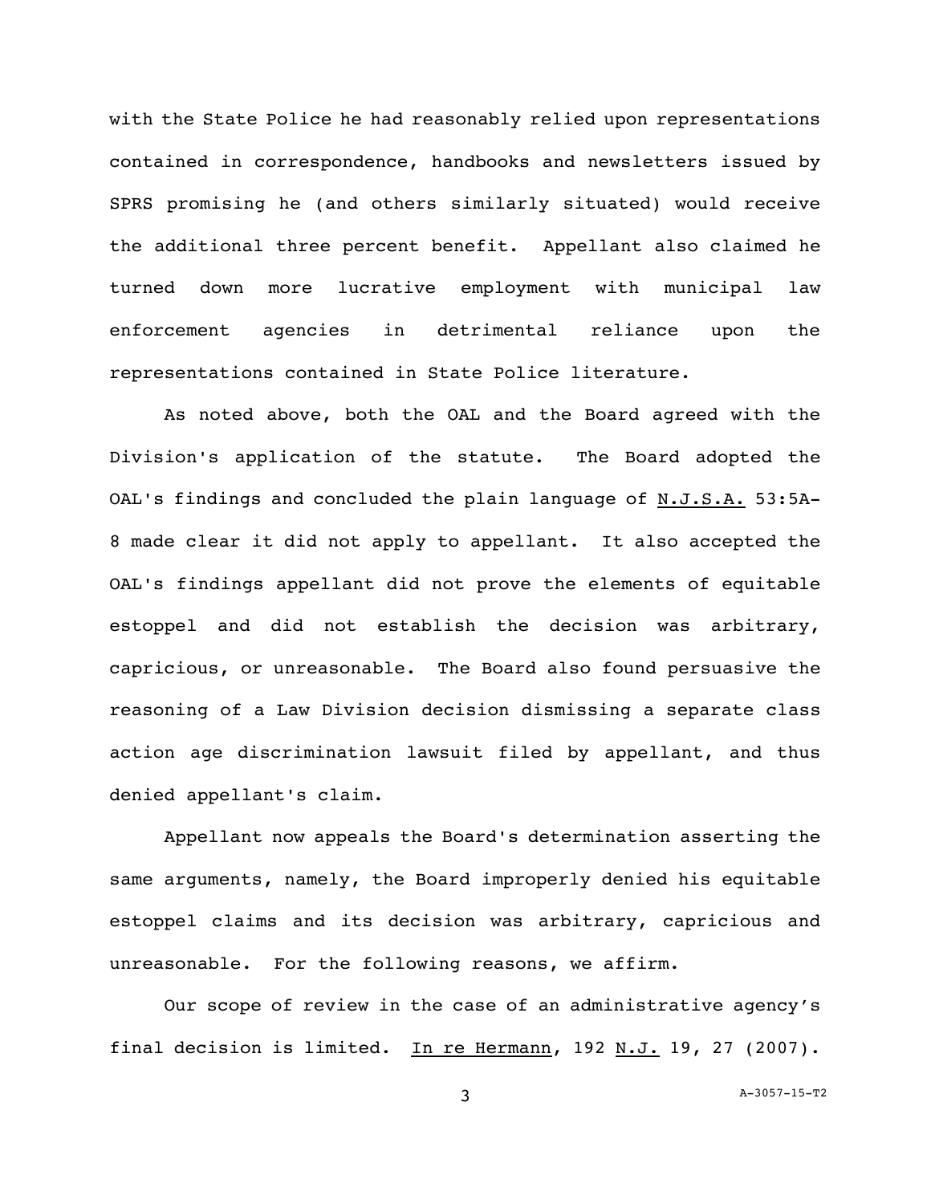with the State Police he had reasonably relied upon representations contained in correspondence, handbooks and newsletters issued by SPRS promising he (and others similarly situated) would receive the additional three percent benefit. Appellant also claimed he turned down more lucrative employment with municipal law enforcement agencies in detrimental reliance upon the representations contained in State Police literature.

As noted above, both the OAL and the Board agreed with the Division's application of the statute. The Board adopted the OAL's findings and concluded the plain language of N.J.S.A. 53:5A-8 made clear it did not apply to appellant. It also accepted the OAL's findings appellant did not prove the elements of equitable estoppel and did not establish the decision was arbitrary, capricious, or unreasonable. The Board also found persuasive the reasoning of a Law Division decision dismissing a separate class action age discrimination lawsuit filed by appellant, and thus denied appellant's claim.

Appellant now appeals the Board's determination asserting the same arguments, namely, the Board improperly denied his equitable estoppel claims and its decision was arbitrary, capricious and unreasonable. For the following reasons, we affirm.

Our scope of review in the case of an administrative agency's final decision is limited. In re Hermann, 192 N.J. 19, 27 (2007).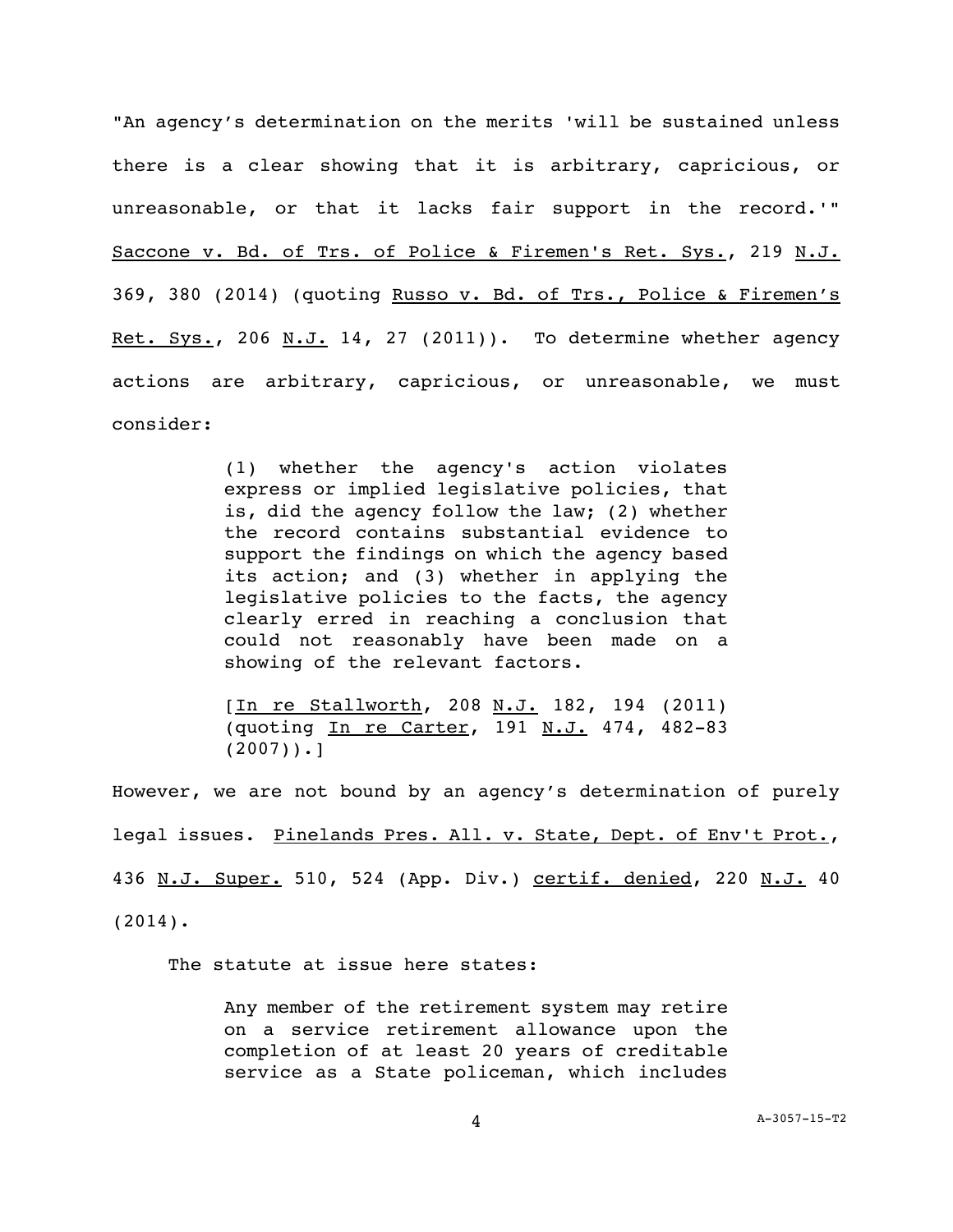"An agency's determination on the merits 'will be sustained unless there is a clear showing that it is arbitrary, capricious, or unreasonable, or that it lacks fair support in the record.'" Saccone v. Bd. of Trs. of Police & Firemen's Ret. Sys., 219 N.J. 369, 380 (2014) (quoting Russo v. Bd. of Trs., Police & Firemen's Ret. Sys., 206 N.J. 14, 27 (2011)). To determine whether agency actions are arbitrary, capricious, or unreasonable, we must consider:

> (1) whether the agency's action violates express or implied legislative policies, that is, did the agency follow the law; (2) whether the record contains substantial evidence to support the findings on which the agency based its action; and (3) whether in applying the legislative policies to the facts, the agency clearly erred in reaching a conclusion that could not reasonably have been made on a showing of the relevant factors.
>
> [In re Stallworth, 208 N.J. 182, 194 (2011) (quoting In re Carter, 191 N.J. 474, 482-83 (2007)).]

However, we are not bound by an agency's determination of purely legal issues. Pinelands Pres. All. v. State, Dept. of Env't Prot., 436 N.J. Super. 510, 524 (App. Div.) certif. denied, 220 N.J. 40 (2014).

The statute at issue here states:

> Any member of the retirement system may retire on a service retirement allowance upon the completion of at least 20 years of creditable service as a State policeman, which includes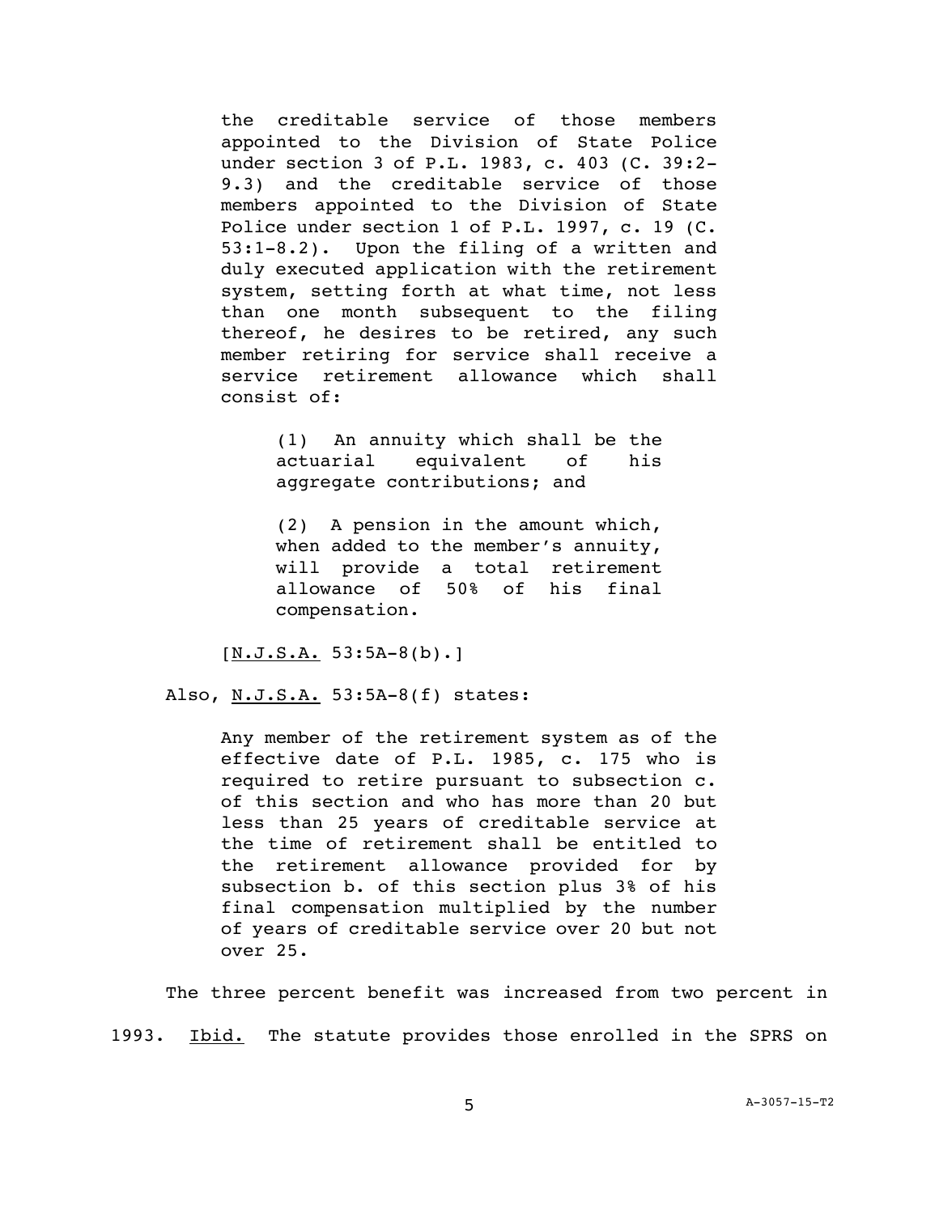> the creditable service of those members appointed to the Division of State Police under section 3 of P.L. 1983, c. 403 (C. 39:2-9.3) and the creditable service of those members appointed to the Division of State Police under section 1 of P.L. 1997, c. 19 (C. 53:1-8.2). Upon the filing of a written and duly executed application with the retirement system, setting forth at what time, not less than one month subsequent to the filing thereof, he desires to be retired, any such member retiring for service shall receive a service retirement allowance which shall consist of:
>
> > (1) An annuity which shall be the actuarial equivalent of his aggregate contributions; and
> >
> > (2) A pension in the amount which, when added to the member's annuity, will provide a total retirement allowance of 50% of his final compensation.
>
> [<u>N.J.S.A.</u> 53:5A-8(b).]

Also, <u>N.J.S.A.</u> 53:5A-8(f) states:

> Any member of the retirement system as of the effective date of P.L. 1985, c. 175 who is required to retire pursuant to subsection c. of this section and who has more than 20 but less than 25 years of creditable service at the time of retirement shall be entitled to the retirement allowance provided for by subsection b. of this section plus 3% of his final compensation multiplied by the number of years of creditable service over 20 but not over 25.

The three percent benefit was increased from two percent in 1993. <u>Ibid.</u> The statute provides those enrolled in the SPRS on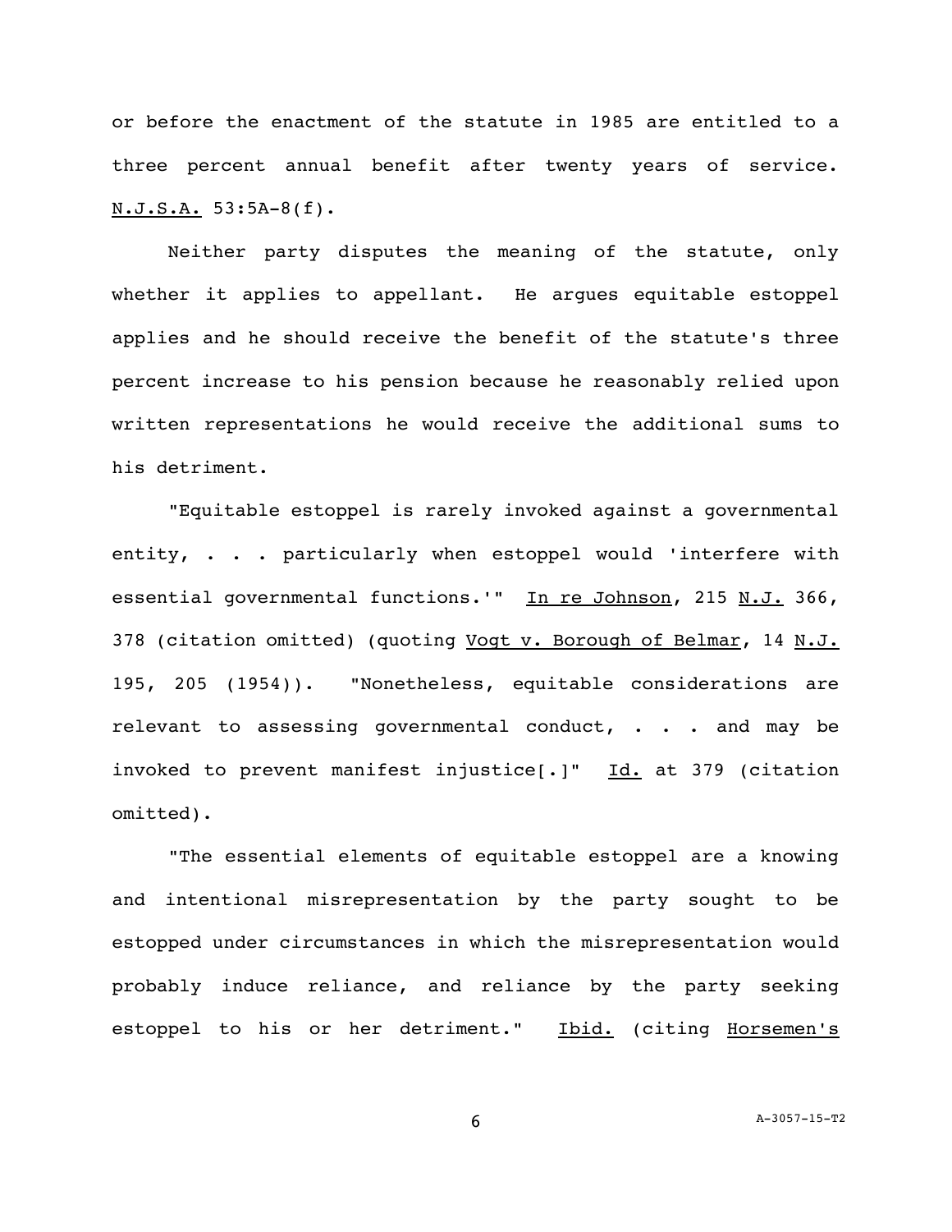or before the enactment of the statute in 1985 are entitled to a three percent annual benefit after twenty years of service. N.J.S.A. 53:5A-8(f).

Neither party disputes the meaning of the statute, only whether it applies to appellant. He argues equitable estoppel applies and he should receive the benefit of the statute's three percent increase to his pension because he reasonably relied upon written representations he would receive the additional sums to his detriment.

"Equitable estoppel is rarely invoked against a governmental entity, . . . particularly when estoppel would 'interfere with essential governmental functions.'" In re Johnson, 215 N.J. 366, 378 (citation omitted) (quoting Vogt v. Borough of Belmar, 14 N.J. 195, 205 (1954)). "Nonetheless, equitable considerations are relevant to assessing governmental conduct, . . . and may be invoked to prevent manifest injustice[.]" Id. at 379 (citation omitted).

"The essential elements of equitable estoppel are a knowing and intentional misrepresentation by the party sought to be estopped under circumstances in which the misrepresentation would probably induce reliance, and reliance by the party seeking estoppel to his or her detriment." Ibid. (citing Horsemen's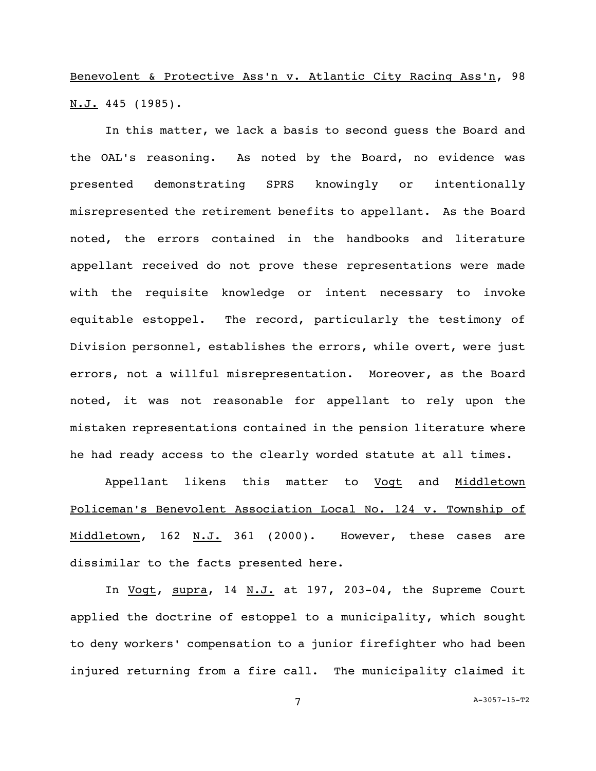Benevolent & Protective Ass'n v. Atlantic City Racing Ass'n, 98 N.J. 445 (1985).

In this matter, we lack a basis to second guess the Board and the OAL's reasoning. As noted by the Board, no evidence was presented demonstrating SPRS knowingly or intentionally misrepresented the retirement benefits to appellant. As the Board noted, the errors contained in the handbooks and literature appellant received do not prove these representations were made with the requisite knowledge or intent necessary to invoke equitable estoppel. The record, particularly the testimony of Division personnel, establishes the errors, while overt, were just errors, not a willful misrepresentation. Moreover, as the Board noted, it was not reasonable for appellant to rely upon the mistaken representations contained in the pension literature where he had ready access to the clearly worded statute at all times.

Appellant likens this matter to Vogt and Middletown Policeman's Benevolent Association Local No. 124 v. Township of Middletown, 162 N.J. 361 (2000). However, these cases are dissimilar to the facts presented here.

In Vogt, supra, 14 N.J. at 197, 203-04, the Supreme Court applied the doctrine of estoppel to a municipality, which sought to deny workers' compensation to a junior firefighter who had been injured returning from a fire call. The municipality claimed it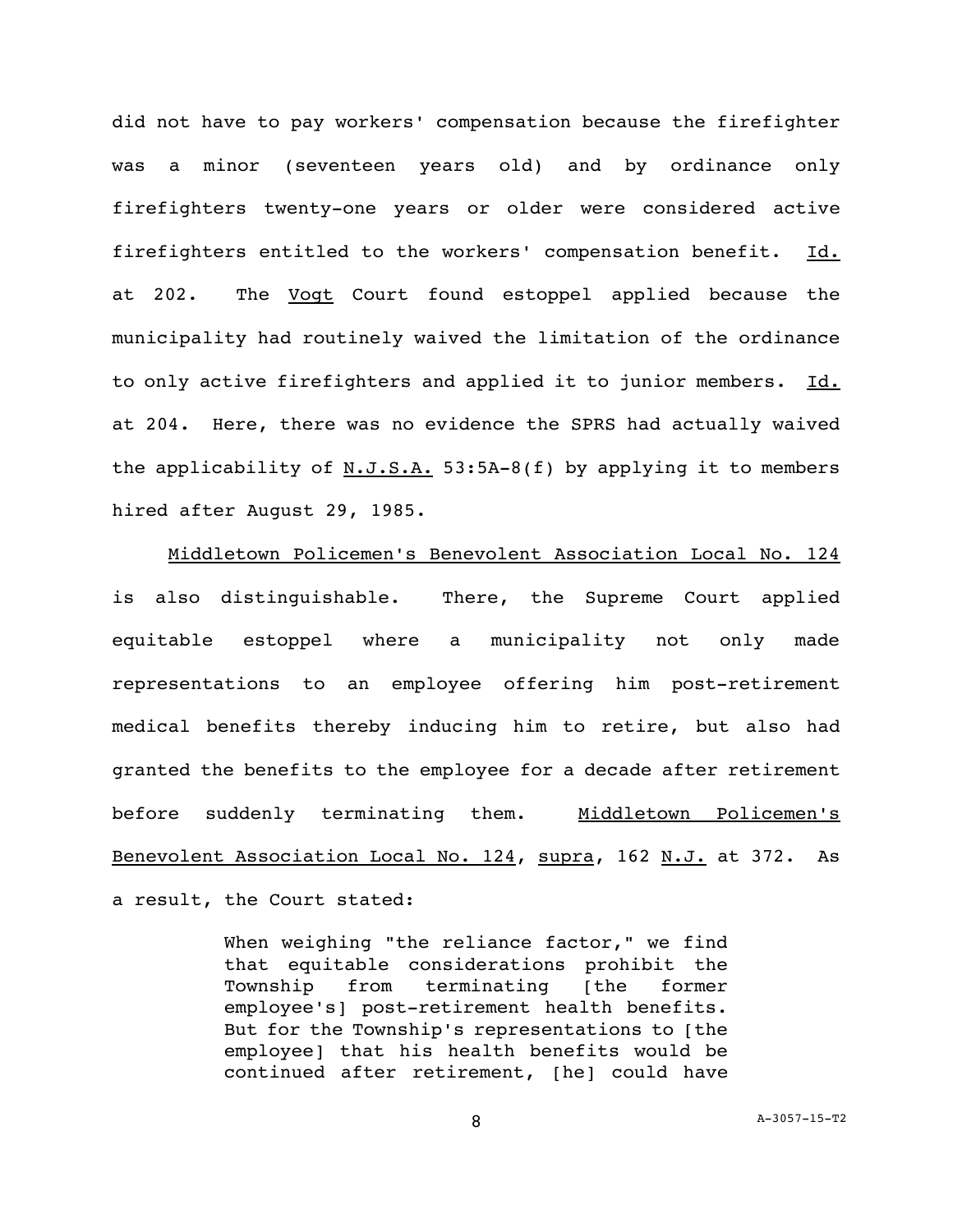did not have to pay workers' compensation because the firefighter was a minor (seventeen years old) and by ordinance only firefighters twenty-one years or older were considered active firefighters entitled to the workers' compensation benefit. Id. at 202. The Vogt Court found estoppel applied because the municipality had routinely waived the limitation of the ordinance to only active firefighters and applied it to junior members. Id. at 204. Here, there was no evidence the SPRS had actually waived the applicability of N.J.S.A. 53:5A-8(f) by applying it to members hired after August 29, 1985.

Middletown Policemen's Benevolent Association Local No. 124 is also distinguishable. There, the Supreme Court applied equitable estoppel where a municipality not only made representations to an employee offering him post-retirement medical benefits thereby inducing him to retire, but also had granted the benefits to the employee for a decade after retirement before suddenly terminating them. Middletown Policemen's Benevolent Association Local No. 124, supra, 162 N.J. at 372. As a result, the Court stated:

> When weighing "the reliance factor," we find that equitable considerations prohibit the Township from terminating [the former employee's] post-retirement health benefits. But for the Township's representations to [the employee] that his health benefits would be continued after retirement, [he] could have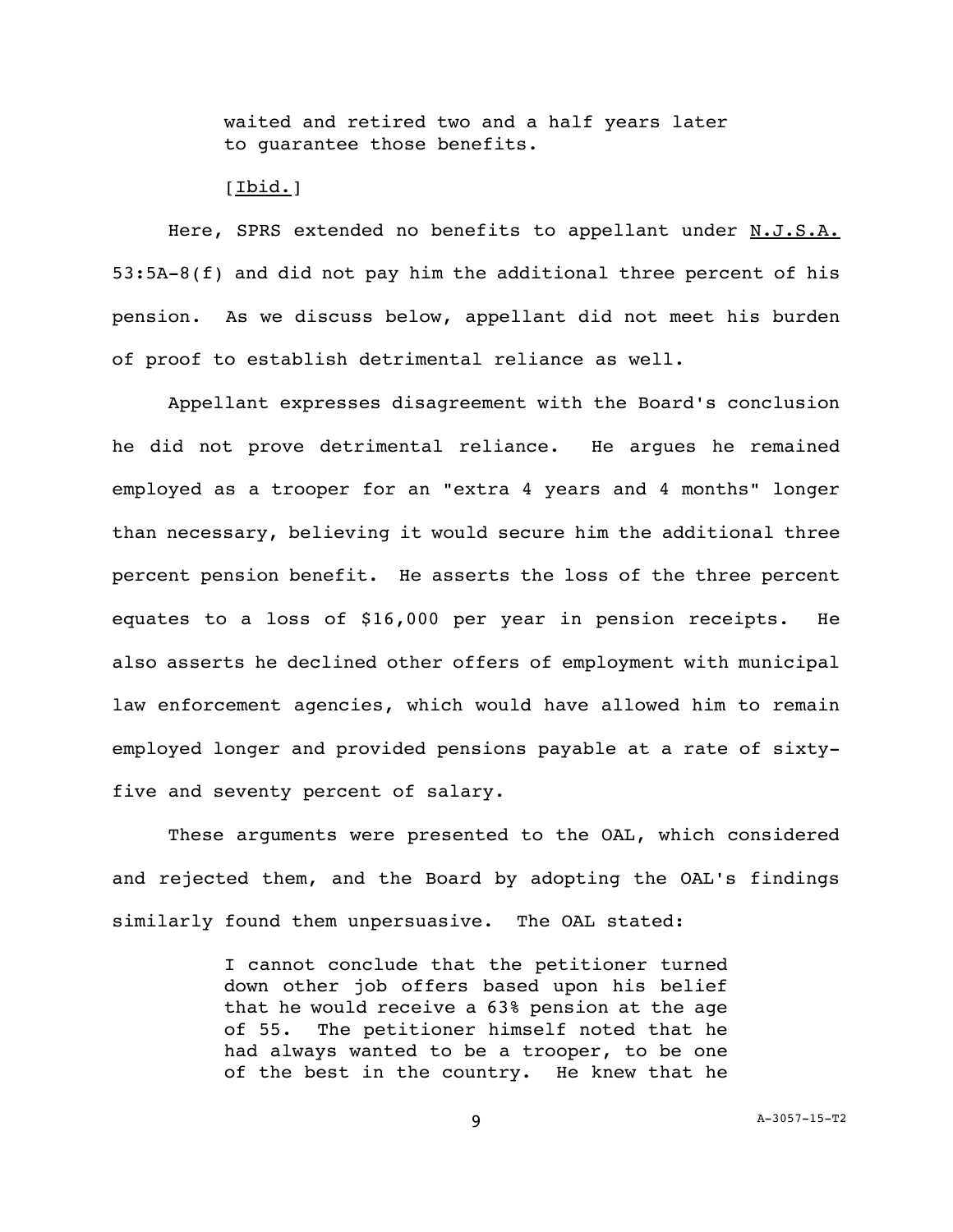> waited and retired two and a half years later to guarantee those benefits.
>
> [Ibid.]

Here, SPRS extended no benefits to appellant under N.J.S.A. 53:5A-8(f) and did not pay him the additional three percent of his pension. As we discuss below, appellant did not meet his burden of proof to establish detrimental reliance as well.

Appellant expresses disagreement with the Board's conclusion he did not prove detrimental reliance. He argues he remained employed as a trooper for an "extra 4 years and 4 months" longer than necessary, believing it would secure him the additional three percent pension benefit. He asserts the loss of the three percent equates to a loss of $16,000 per year in pension receipts. He also asserts he declined other offers of employment with municipal law enforcement agencies, which would have allowed him to remain employed longer and provided pensions payable at a rate of sixty-five and seventy percent of salary.

These arguments were presented to the OAL, which considered and rejected them, and the Board by adopting the OAL's findings similarly found them unpersuasive. The OAL stated:

> I cannot conclude that the petitioner turned down other job offers based upon his belief that he would receive a 63% pension at the age of 55. The petitioner himself noted that he had always wanted to be a trooper, to be one of the best in the country. He knew that he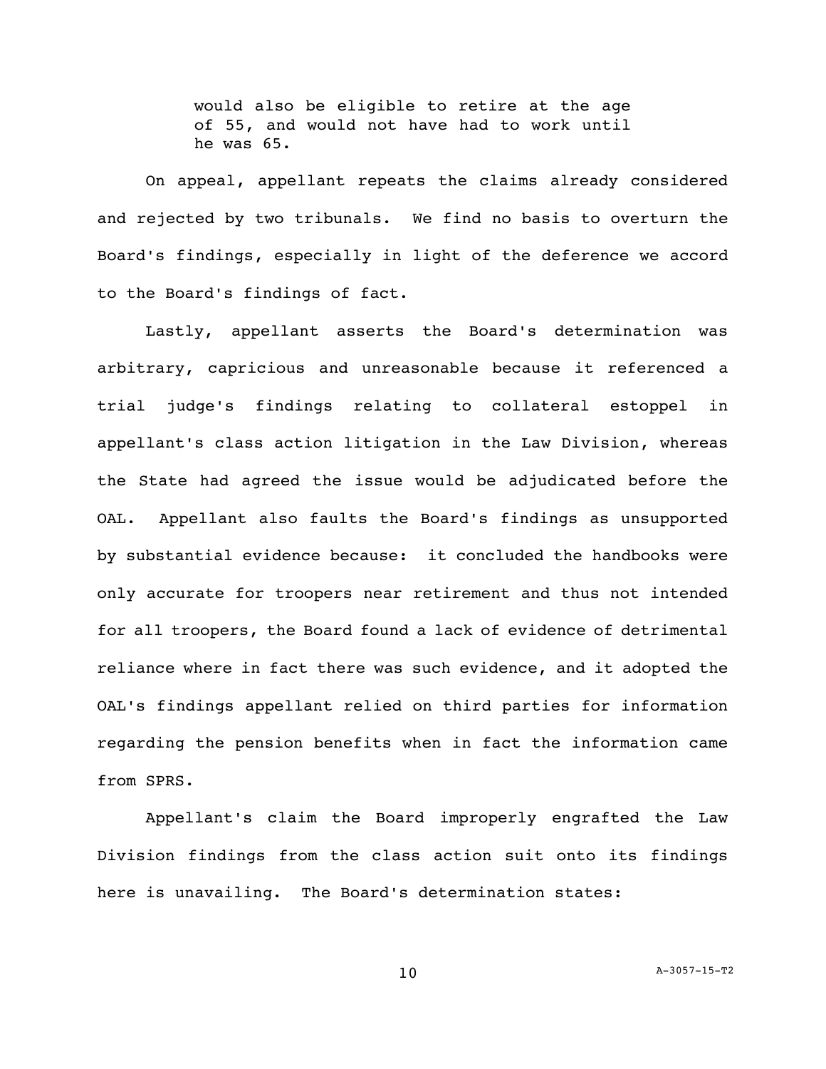> would also be eligible to retire at the age of 55, and would not have had to work until he was 65.

On appeal, appellant repeats the claims already considered and rejected by two tribunals. We find no basis to overturn the Board's findings, especially in light of the deference we accord to the Board's findings of fact.

Lastly, appellant asserts the Board's determination was arbitrary, capricious and unreasonable because it referenced a trial judge's findings relating to collateral estoppel in appellant's class action litigation in the Law Division, whereas the State had agreed the issue would be adjudicated before the OAL. Appellant also faults the Board's findings as unsupported by substantial evidence because: it concluded the handbooks were only accurate for troopers near retirement and thus not intended for all troopers, the Board found a lack of evidence of detrimental reliance where in fact there was such evidence, and it adopted the OAL's findings appellant relied on third parties for information regarding the pension benefits when in fact the information came from SPRS.

Appellant's claim the Board improperly engrafted the Law Division findings from the class action suit onto its findings here is unavailing. The Board's determination states: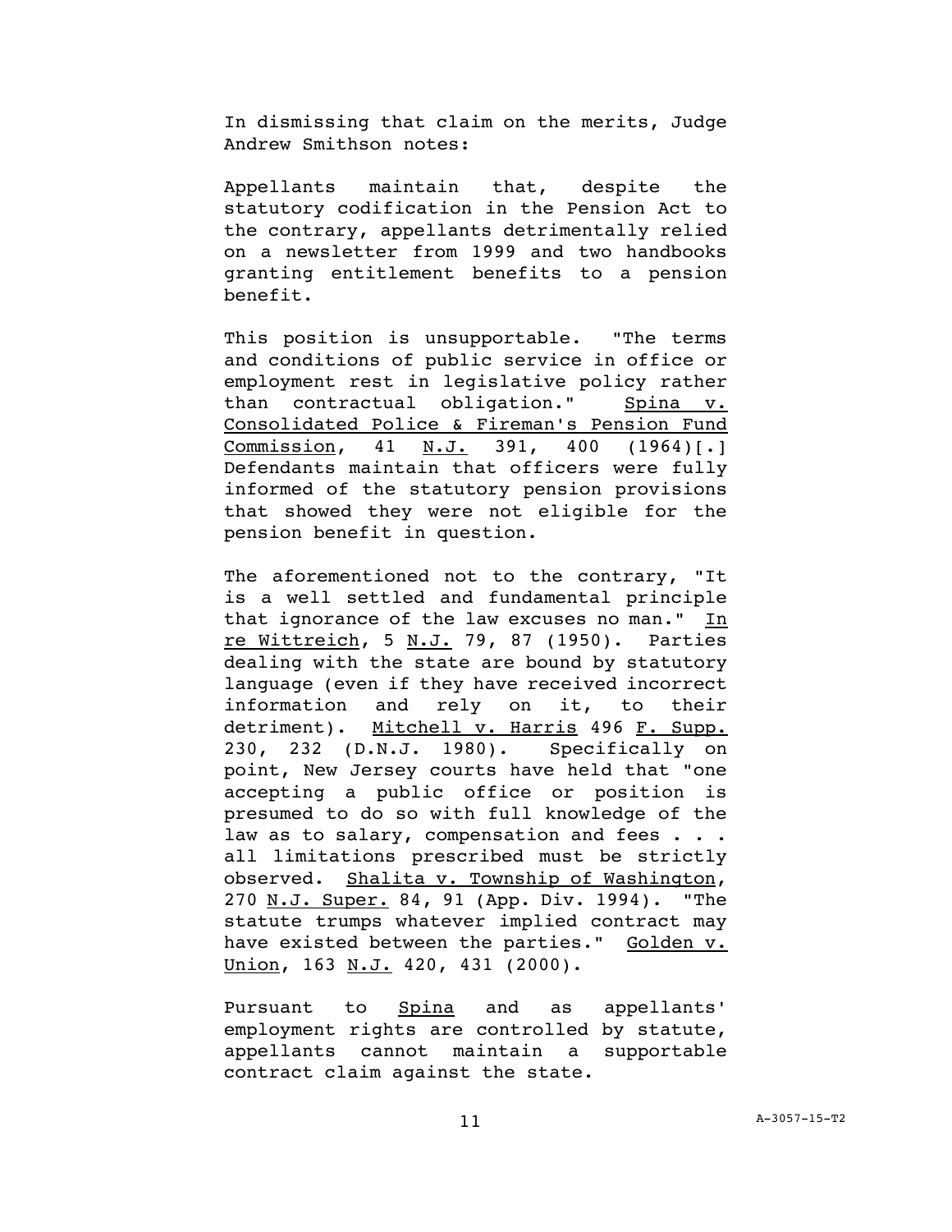In dismissing that claim on the merits, Judge Andrew Smithson notes:

Appellants maintain that, despite the statutory codification in the Pension Act to the contrary, appellants detrimentally relied on a newsletter from 1999 and two handbooks granting entitlement benefits to a pension benefit.

This position is unsupportable. "The terms and conditions of public service in office or employment rest in legislative policy rather than contractual obligation." Spina v. Consolidated Police & Fireman's Pension Fund Commission, 41 N.J. 391, 400 (1964)[.] Defendants maintain that officers were fully informed of the statutory pension provisions that showed they were not eligible for the pension benefit in question.

The aforementioned not to the contrary, "It is a well settled and fundamental principle that ignorance of the law excuses no man." In re Wittreich, 5 N.J. 79, 87 (1950). Parties dealing with the state are bound by statutory language (even if they have received incorrect information and rely on it, to their detriment). Mitchell v. Harris 496 F. Supp. 230, 232 (D.N.J. 1980). Specifically on point, New Jersey courts have held that "one accepting a public office or position is presumed to do so with full knowledge of the law as to salary, compensation and fees . . . all limitations prescribed must be strictly observed. Shalita v. Township of Washington, 270 N.J. Super. 84, 91 (App. Div. 1994). "The statute trumps whatever implied contract may have existed between the parties." Golden v. Union, 163 N.J. 420, 431 (2000).

Pursuant to Spina and as appellants' employment rights are controlled by statute, appellants cannot maintain a supportable contract claim against the state.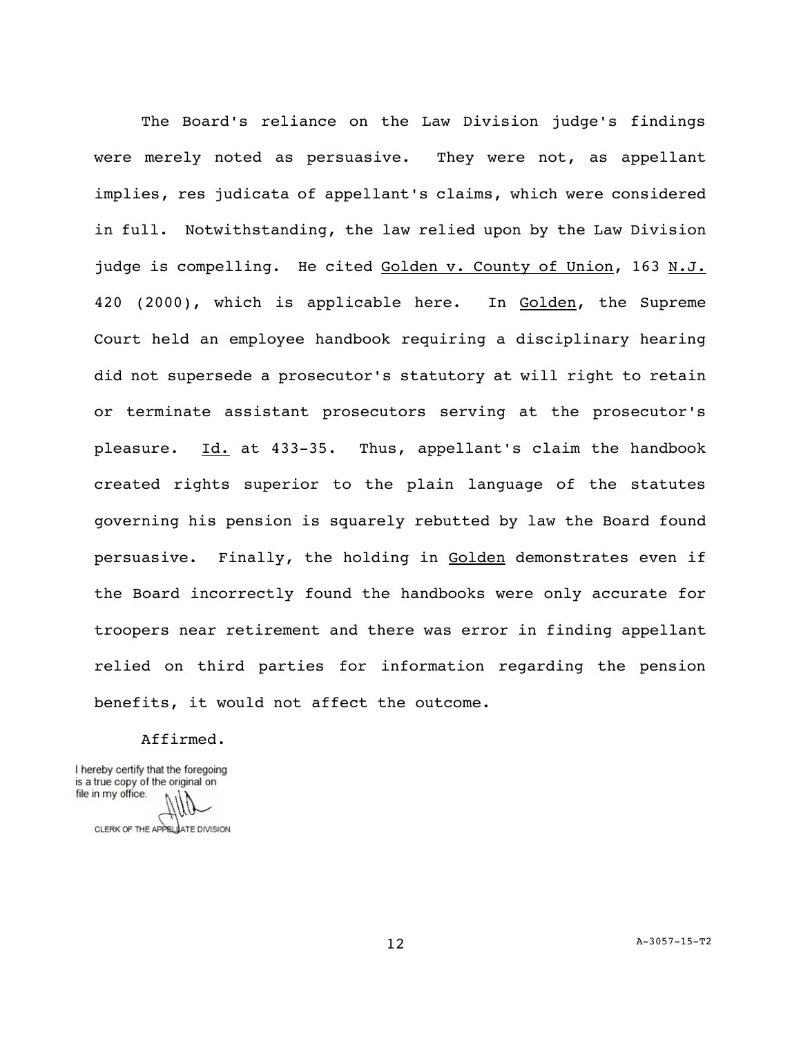The Board's reliance on the Law Division judge's findings were merely noted as persuasive. They were not, as appellant implies, res judicata of appellant's claims, which were considered in full. Notwithstanding, the law relied upon by the Law Division judge is compelling. He cited Golden v. County of Union, 163 N.J. 420 (2000), which is applicable here. In Golden, the Supreme Court held an employee handbook requiring a disciplinary hearing did not supersede a prosecutor's statutory at will right to retain or terminate assistant prosecutors serving at the prosecutor's pleasure. Id. at 433-35. Thus, appellant's claim the handbook created rights superior to the plain language of the statutes governing his pension is squarely rebutted by law the Board found persuasive. Finally, the holding in Golden demonstrates even if the Board incorrectly found the handbooks were only accurate for troopers near retirement and there was error in finding appellant relied on third parties for information regarding the pension benefits, it would not affect the outcome.

Affirmed.

I hereby certify that the foregoing is a true copy of the original on file in my office.

CLERK OF THE APPELLATE DIVISION

A-3057-15-T2